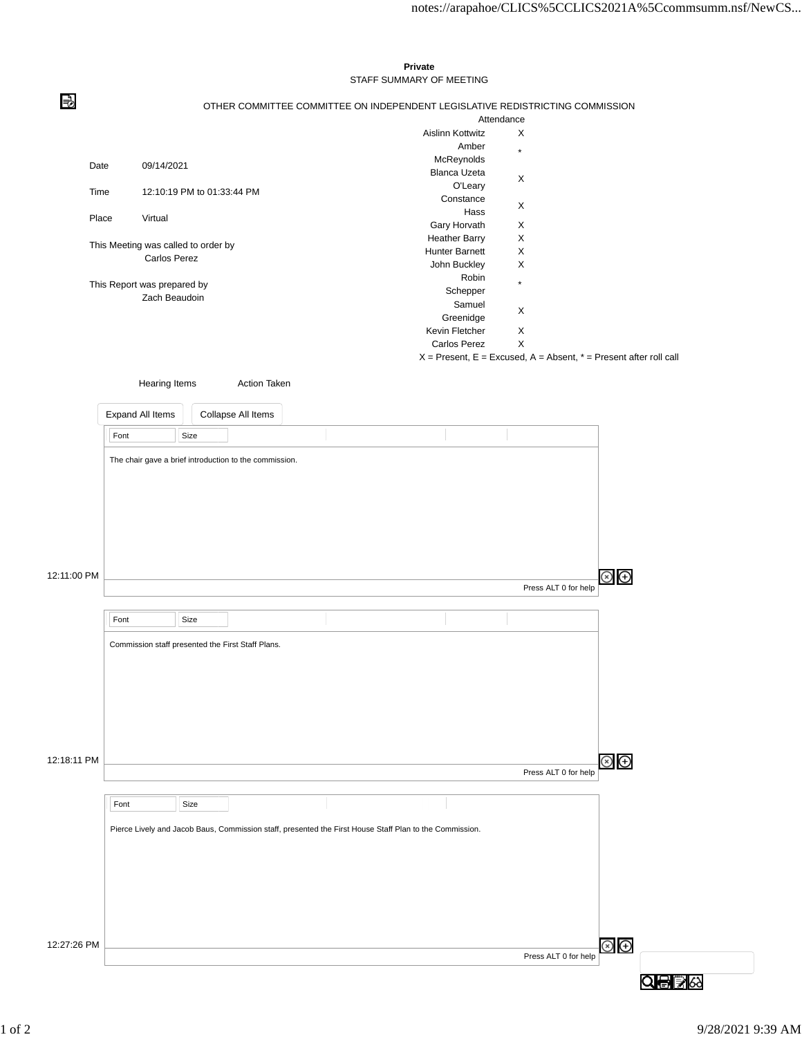**Private**

STAFF SUMMARY OF MEETING

OTHER COMMITTEE COMMITTEE ON INDEPENDENT LEGISLATIVE REDISTRICTING COMMISSION

| | |
|---|---|
| Date | 09/14/2021 |
| Time | 12:10:19 PM to 01:33:44 PM |
| Place | Virtual |

This Meeting was called to order by
Carlos Perez

This Report was prepared by
Zach Beaudoin

| Attendance | |
|---|---|
| Aislinn Kottwitz | X |
| Amber McReynolds | * |
| Blanca Uzeta O'Leary | X |
| Constance Hass | X |
| Gary Horvath | X |
| Heather Barry | X |
| Hunter Barnett | X |
| John Buckley | X |
| Robin Schepper | * |
| Samuel Greenidge | X |
| Kevin Fletcher | X |
| Carlos Perez | X |

X = Present, E = Excused, A = Absent, * = Present after roll call

Hearing Items    Action Taken

12:11:00 PM

The chair gave a brief introduction to the commission.

12:18:11 PM

Commission staff presented the First Staff Plans.

12:27:26 PM

Pierce Lively and Jacob Baus, Commission staff, presented the First House Staff Plan to the Commission.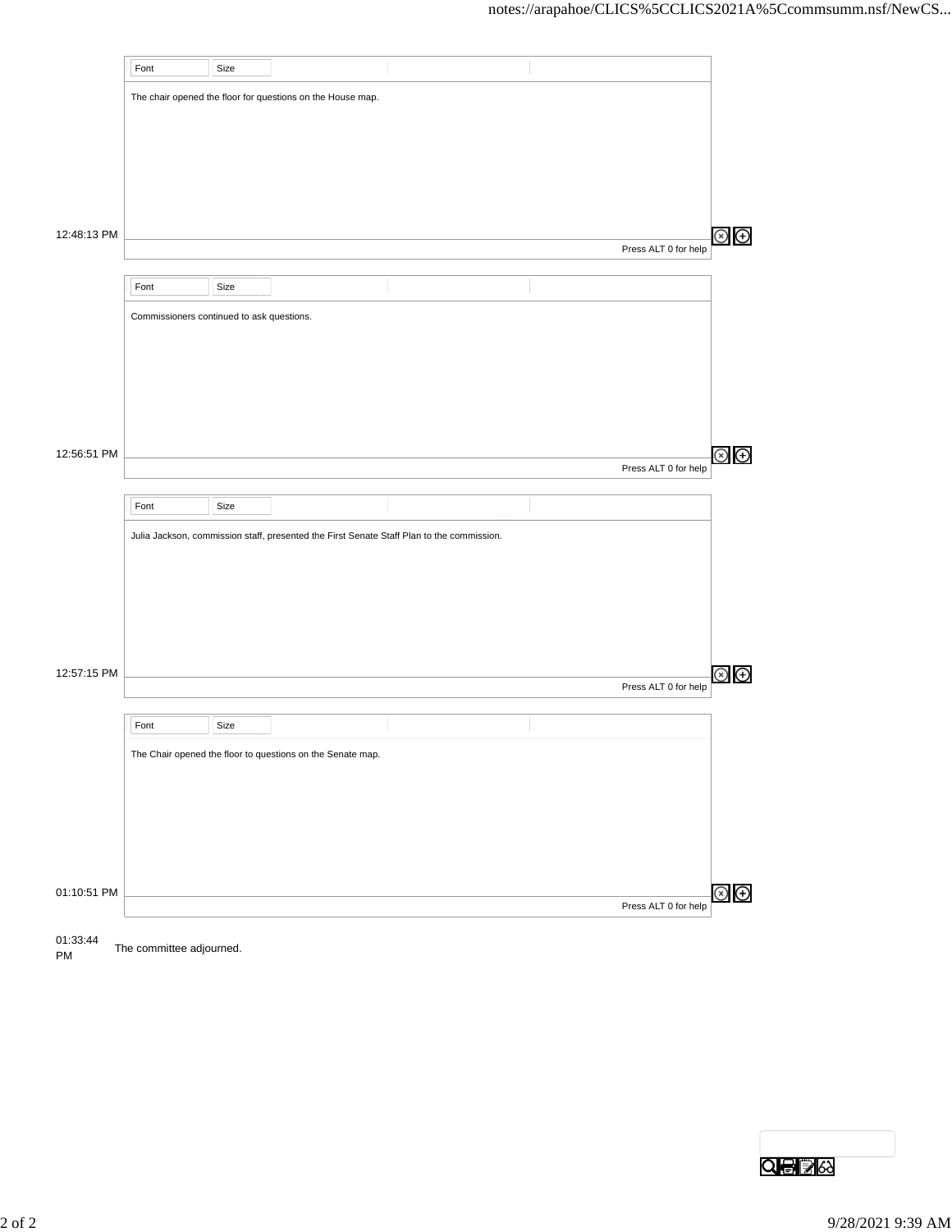12:48:13 PM

The chair opened the floor for questions on the House map.

12:56:51 PM

Commissioners continued to ask questions.

12:57:15 PM

Julia Jackson, commission staff, presented the First Senate Staff Plan to the commission.

01:10:51 PM

The Chair opened the floor to questions on the Senate map.

01:33:44 PM

The committee adjourned.